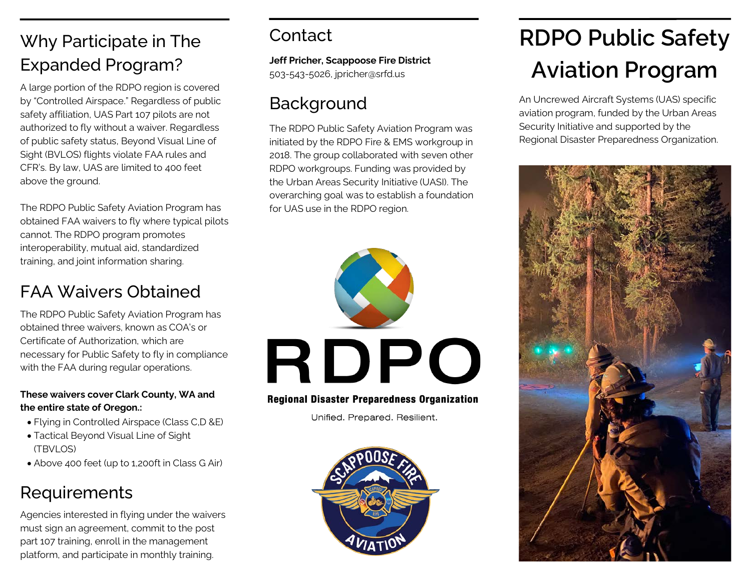# RDPO Public Safety Aviation Program

An Uncrewed Aircraft Systems (UAS) specific aviation program, funded by the Urban Areas Security Initiative and supported by the Regional Disaster Preparedness Organization.

## Why Participate in The Expanded Program?

A large portion of the RDPO region is covered by "Controlled Airspace." Regardless of public safety affiliation, UAS Part 107 pilots are not authorized to fly without a waiver. Regardless of public safety status, Beyond Visual Line of Sight (BVLOS) flights violate FAA rules and CFR's. By law, UAS are limited to 400 feet above the ground.

The RDPO Public Safety Aviation Program has obtained FAA waivers to fly where typical pilots cannot. The RDPO program promotes interoperability, mutual aid, standardized training, and joint information sharing.

## FAA Waivers Obtained

The RDPO Public Safety Aviation Program has obtained three waivers, known as COA's or Certificate of Authorization, which are necessary for Public Safety to fly in compliance with the FAA during regular operations.

**These waivers cover Clark County, WA and the entire state of Oregon.:**

- Flying in Controlled Airspace (Class C,D &E)
- Tactical Beyond Visual Line of Sight (TBVLOS)
- Above 400 feet (up to 1,200ft in Class G Air)

## Requirements

Agencies interested in flying under the waivers must sign an agreement, commit to the post part 107 training, enroll in the management platform, and participate in monthly training.

## Contact

**Jeff Pricher, Scappoose Fire District**
503-543-5026, jpricher@srfd.us

## Background

The RDPO Public Safety Aviation Program was initiated by the RDPO Fire & EMS workgroup in 2018. The group collaborated with seven other RDPO workgroups. Funding was provided by the Urban Areas Security Initiative (UASI). The overarching goal was to establish a foundation for UAS use in the RDPO region.

RDPO

**Regional Disaster Preparedness Organization**

Unified. Prepared. Resilient.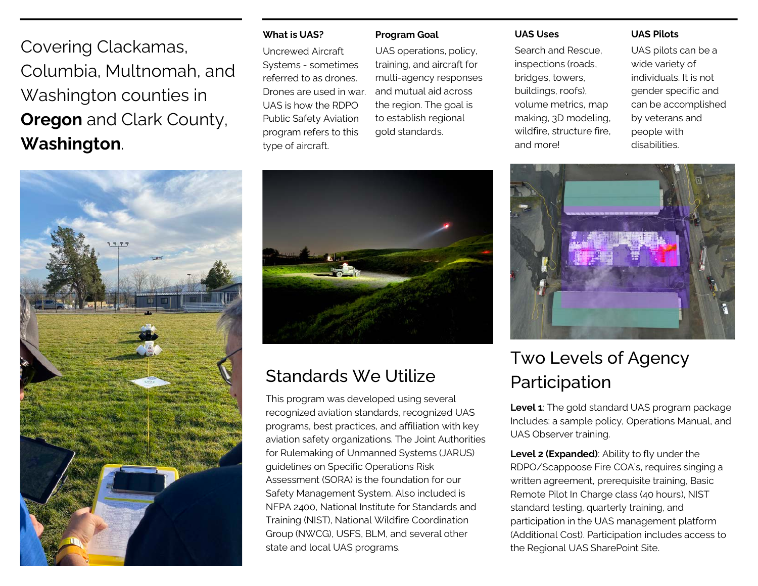Covering Clackamas, Columbia, Multnomah, and Washington counties in **Oregon** and Clark County, **Washington**.

### What is UAS?

Uncrewed Aircraft Systems - sometimes referred to as drones. Drones are used in war. UAS is how the RDPO Public Safety Aviation program refers to this type of aircraft.

### Program Goal

UAS operations, policy, training, and aircraft for multi-agency responses and mutual aid across the region. The goal is to establish regional gold standards.

### UAS Uses

Search and Rescue, inspections (roads, bridges, towers, buildings, roofs), volume metrics, map making, 3D modeling, wildfire, structure fire, and more!

### UAS Pilots

UAS pilots can be a wide variety of individuals. It is not gender specific and can be accomplished by veterans and people with disabilities.

## Standards We Utilize

This program was developed using several recognized aviation standards, recognized UAS programs, best practices, and affiliation with key aviation safety organizations. The Joint Authorities for Rulemaking of Unmanned Systems (JARUS) guidelines on Specific Operations Risk Assessment (SORA) is the foundation for our Safety Management System. Also included is NFPA 2400, National Institute for Standards and Training (NIST), National Wildfire Coordination Group (NWCG), USFS, BLM, and several other state and local UAS programs.

## Two Levels of Agency Participation

**Level 1**: The gold standard UAS program package Includes: a sample policy, Operations Manual, and UAS Observer training.

**Level 2 (Expanded)**: Ability to fly under the RDPO/Scappoose Fire COA's, requires singing a written agreement, prerequisite training, Basic Remote Pilot In Charge class (40 hours), NIST standard testing, quarterly training, and participation in the UAS management platform (Additional Cost). Participation includes access to the Regional UAS SharePoint Site.